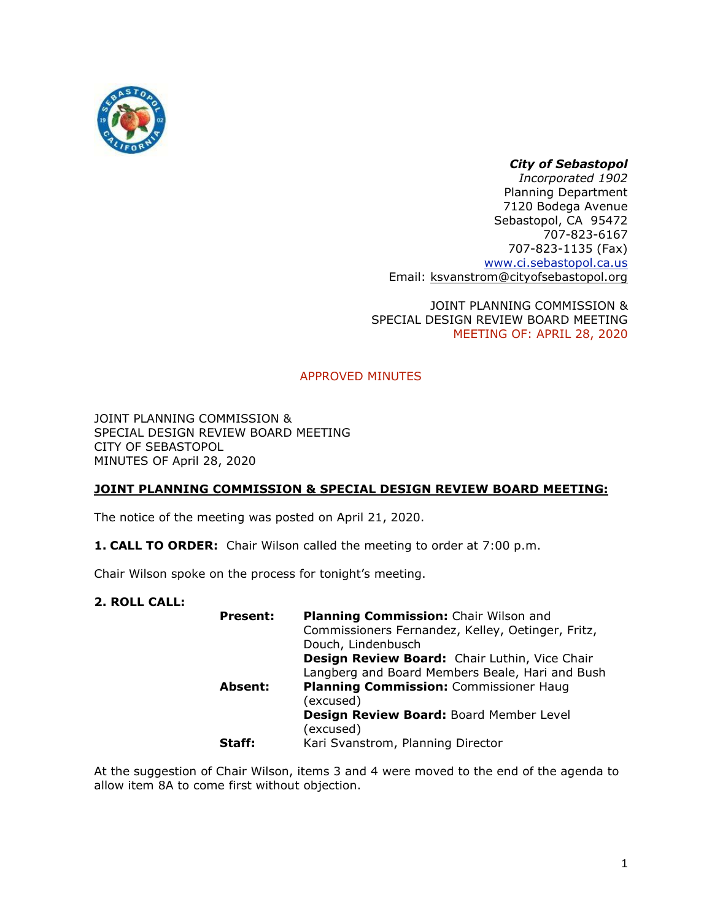***City of Sebastopol***
*Incorporated 1902*
Planning Department
7120 Bodega Avenue
Sebastopol, CA 95472
707-823-6167
707-823-1135 (Fax)
www.ci.sebastopol.ca.us
Email: ksvanstrom@cityofsebastopol.org

JOINT PLANNING COMMISSION &
SPECIAL DESIGN REVIEW BOARD MEETING
MEETING OF: APRIL 28, 2020

APPROVED MINUTES

JOINT PLANNING COMMISSION &
SPECIAL DESIGN REVIEW BOARD MEETING
CITY OF SEBASTOPOL
MINUTES OF April 28, 2020

## JOINT PLANNING COMMISSION & SPECIAL DESIGN REVIEW BOARD MEETING:

The notice of the meeting was posted on April 21, 2020.

**1. CALL TO ORDER:** Chair Wilson called the meeting to order at 7:00 p.m.

Chair Wilson spoke on the process for tonight's meeting.

**2. ROLL CALL:**

| | |
|---|---|
| **Present:** | **Planning Commission:** Chair Wilson and Commissioners Fernandez, Kelley, Oetinger, Fritz, Douch, Lindenbusch<br>**Design Review Board:** Chair Luthin, Vice Chair Langberg and Board Members Beale, Hari and Bush |
| **Absent:** | **Planning Commission:** Commissioner Haug (excused)<br>**Design Review Board:** Board Member Level (excused) |
| **Staff:** | Kari Svanstrom, Planning Director |

At the suggestion of Chair Wilson, items 3 and 4 were moved to the end of the agenda to allow item 8A to come first without objection.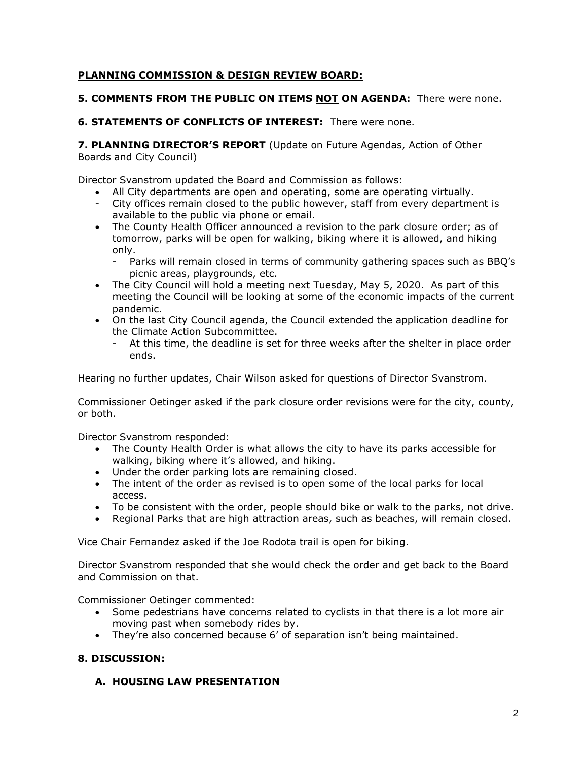**PLANNING COMMISSION & DESIGN REVIEW BOARD:**

**5. COMMENTS FROM THE PUBLIC ON ITEMS NOT ON AGENDA:** There were none.

**6. STATEMENTS OF CONFLICTS OF INTEREST:** There were none.

**7. PLANNING DIRECTOR'S REPORT** (Update on Future Agendas, Action of Other Boards and City Council)

Director Svanstrom updated the Board and Commission as follows:

- All City departments are open and operating, some are operating virtually.
  - City offices remain closed to the public however, staff from every department is available to the public via phone or email.
- The County Health Officer announced a revision to the park closure order; as of tomorrow, parks will be open for walking, biking where it is allowed, and hiking only.
  - Parks will remain closed in terms of community gathering spaces such as BBQ's picnic areas, playgrounds, etc.
- The City Council will hold a meeting next Tuesday, May 5, 2020. As part of this meeting the Council will be looking at some of the economic impacts of the current pandemic.
- On the last City Council agenda, the Council extended the application deadline for the Climate Action Subcommittee.
  - At this time, the deadline is set for three weeks after the shelter in place order ends.

Hearing no further updates, Chair Wilson asked for questions of Director Svanstrom.

Commissioner Oetinger asked if the park closure order revisions were for the city, county, or both.

Director Svanstrom responded:

- The County Health Order is what allows the city to have its parks accessible for walking, biking where it's allowed, and hiking.
- Under the order parking lots are remaining closed.
- The intent of the order as revised is to open some of the local parks for local access.
- To be consistent with the order, people should bike or walk to the parks, not drive.
- Regional Parks that are high attraction areas, such as beaches, will remain closed.

Vice Chair Fernandez asked if the Joe Rodota trail is open for biking.

Director Svanstrom responded that she would check the order and get back to the Board and Commission on that.

Commissioner Oetinger commented:

- Some pedestrians have concerns related to cyclists in that there is a lot more air moving past when somebody rides by.
- They're also concerned because 6' of separation isn't being maintained.

**8. DISCUSSION:**

**A. HOUSING LAW PRESENTATION**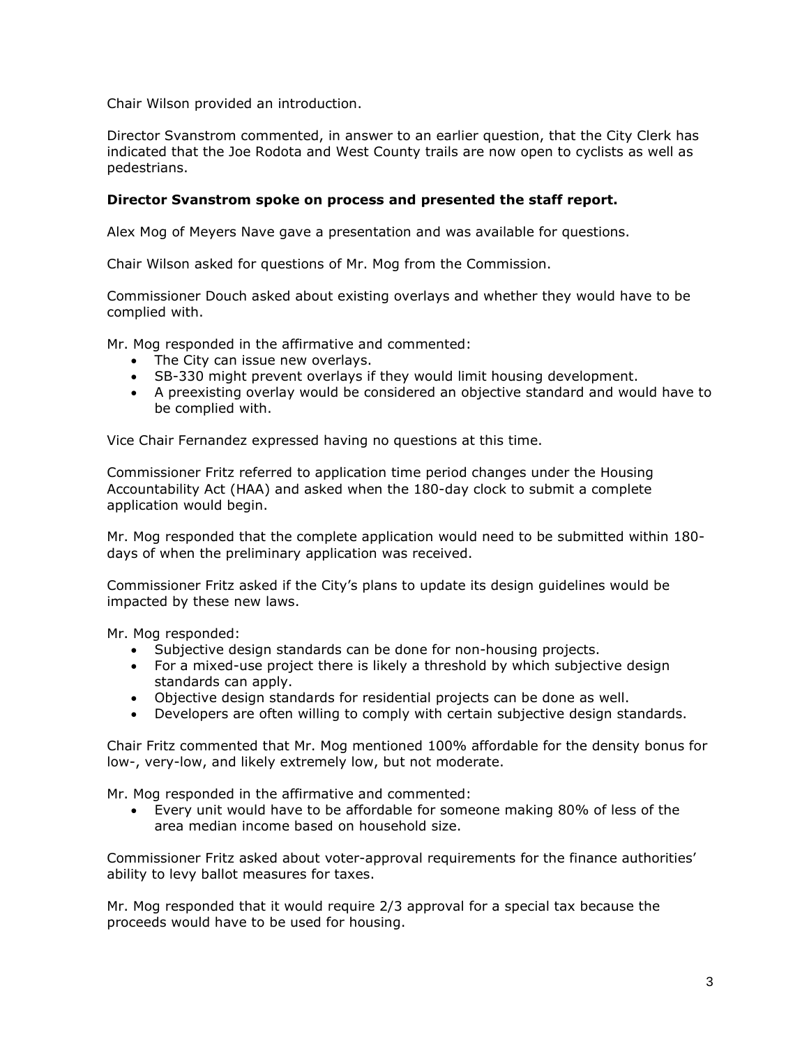Chair Wilson provided an introduction.

Director Svanstrom commented, in answer to an earlier question, that the City Clerk has indicated that the Joe Rodota and West County trails are now open to cyclists as well as pedestrians.

**Director Svanstrom spoke on process and presented the staff report.**

Alex Mog of Meyers Nave gave a presentation and was available for questions.

Chair Wilson asked for questions of Mr. Mog from the Commission.

Commissioner Douch asked about existing overlays and whether they would have to be complied with.

Mr. Mog responded in the affirmative and commented:

- The City can issue new overlays.
- SB-330 might prevent overlays if they would limit housing development.
- A preexisting overlay would be considered an objective standard and would have to be complied with.

Vice Chair Fernandez expressed having no questions at this time.

Commissioner Fritz referred to application time period changes under the Housing Accountability Act (HAA) and asked when the 180-day clock to submit a complete application would begin.

Mr. Mog responded that the complete application would need to be submitted within 180-days of when the preliminary application was received.

Commissioner Fritz asked if the City's plans to update its design guidelines would be impacted by these new laws.

Mr. Mog responded:

- Subjective design standards can be done for non-housing projects.
- For a mixed-use project there is likely a threshold by which subjective design standards can apply.
- Objective design standards for residential projects can be done as well.
- Developers are often willing to comply with certain subjective design standards.

Chair Fritz commented that Mr. Mog mentioned 100% affordable for the density bonus for low-, very-low, and likely extremely low, but not moderate.

Mr. Mog responded in the affirmative and commented:

- Every unit would have to be affordable for someone making 80% of less of the area median income based on household size.

Commissioner Fritz asked about voter-approval requirements for the finance authorities' ability to levy ballot measures for taxes.

Mr. Mog responded that it would require 2/3 approval for a special tax because the proceeds would have to be used for housing.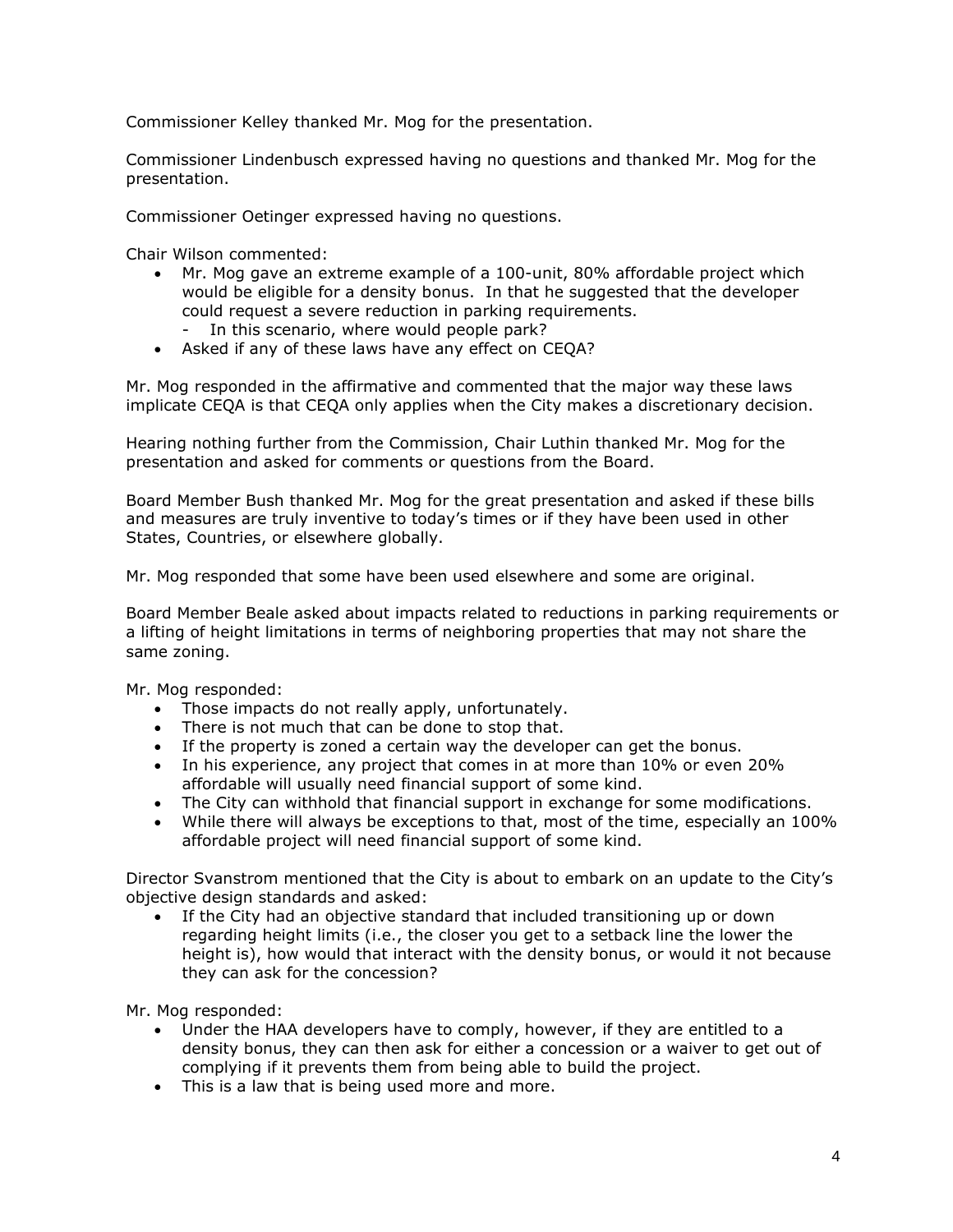Commissioner Kelley thanked Mr. Mog for the presentation.

Commissioner Lindenbusch expressed having no questions and thanked Mr. Mog for the presentation.

Commissioner Oetinger expressed having no questions.

Chair Wilson commented:

- Mr. Mog gave an extreme example of a 100-unit, 80% affordable project which would be eligible for a density bonus. In that he suggested that the developer could request a severe reduction in parking requirements.
  - In this scenario, where would people park?
- Asked if any of these laws have any effect on CEQA?

Mr. Mog responded in the affirmative and commented that the major way these laws implicate CEQA is that CEQA only applies when the City makes a discretionary decision.

Hearing nothing further from the Commission, Chair Luthin thanked Mr. Mog for the presentation and asked for comments or questions from the Board.

Board Member Bush thanked Mr. Mog for the great presentation and asked if these bills and measures are truly inventive to today's times or if they have been used in other States, Countries, or elsewhere globally.

Mr. Mog responded that some have been used elsewhere and some are original.

Board Member Beale asked about impacts related to reductions in parking requirements or a lifting of height limitations in terms of neighboring properties that may not share the same zoning.

Mr. Mog responded:

- Those impacts do not really apply, unfortunately.
- There is not much that can be done to stop that.
- If the property is zoned a certain way the developer can get the bonus.
- In his experience, any project that comes in at more than 10% or even 20% affordable will usually need financial support of some kind.
- The City can withhold that financial support in exchange for some modifications.
- While there will always be exceptions to that, most of the time, especially an 100% affordable project will need financial support of some kind.

Director Svanstrom mentioned that the City is about to embark on an update to the City's objective design standards and asked:

- If the City had an objective standard that included transitioning up or down regarding height limits (i.e., the closer you get to a setback line the lower the height is), how would that interact with the density bonus, or would it not because they can ask for the concession?

Mr. Mog responded:

- Under the HAA developers have to comply, however, if they are entitled to a density bonus, they can then ask for either a concession or a waiver to get out of complying if it prevents them from being able to build the project.
- This is a law that is being used more and more.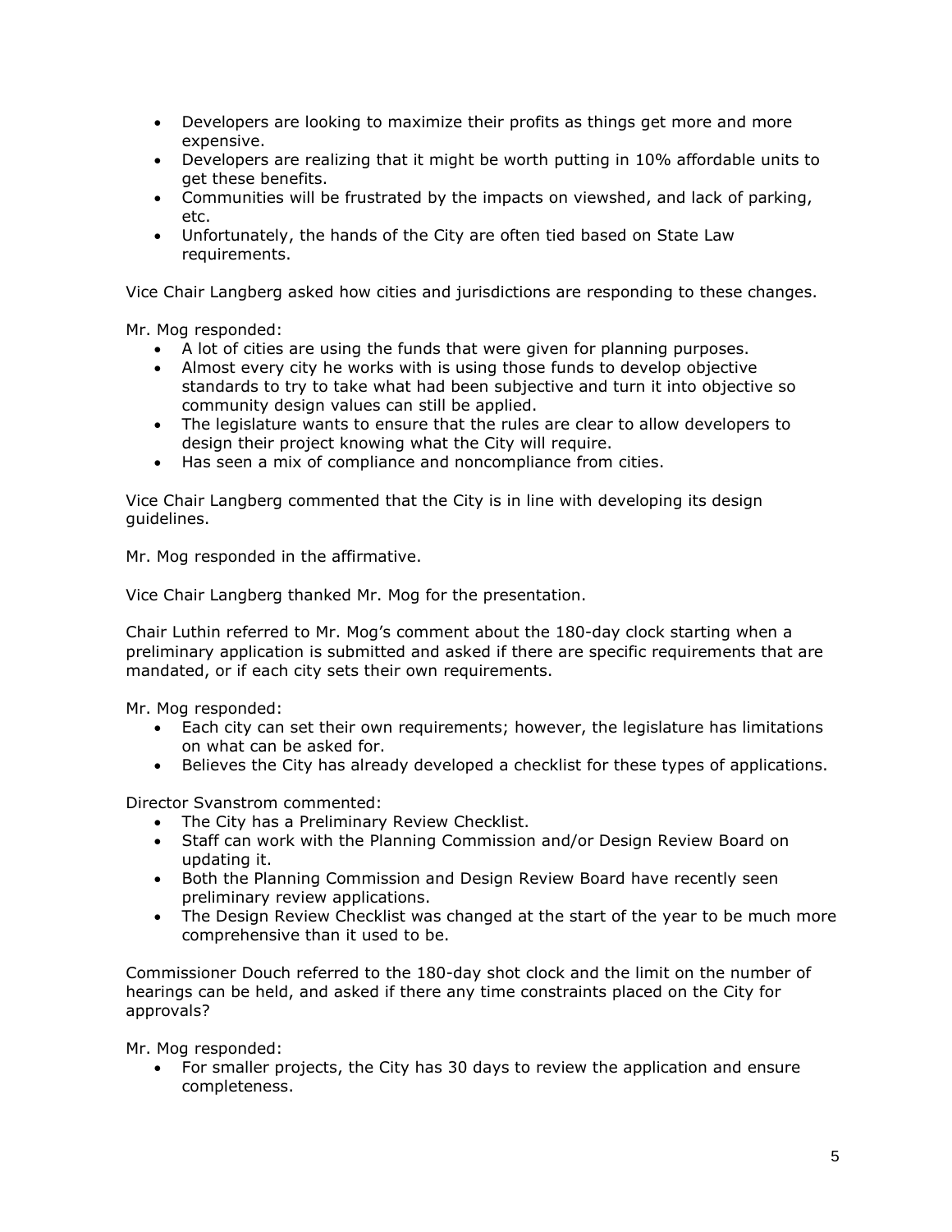- Developers are looking to maximize their profits as things get more and more expensive.
- Developers are realizing that it might be worth putting in 10% affordable units to get these benefits.
- Communities will be frustrated by the impacts on viewshed, and lack of parking, etc.
- Unfortunately, the hands of the City are often tied based on State Law requirements.

Vice Chair Langberg asked how cities and jurisdictions are responding to these changes.

Mr. Mog responded:

- A lot of cities are using the funds that were given for planning purposes.
- Almost every city he works with is using those funds to develop objective standards to try to take what had been subjective and turn it into objective so community design values can still be applied.
- The legislature wants to ensure that the rules are clear to allow developers to design their project knowing what the City will require.
- Has seen a mix of compliance and noncompliance from cities.

Vice Chair Langberg commented that the City is in line with developing its design guidelines.

Mr. Mog responded in the affirmative.

Vice Chair Langberg thanked Mr. Mog for the presentation.

Chair Luthin referred to Mr. Mog's comment about the 180-day clock starting when a preliminary application is submitted and asked if there are specific requirements that are mandated, or if each city sets their own requirements.

Mr. Mog responded:

- Each city can set their own requirements; however, the legislature has limitations on what can be asked for.
- Believes the City has already developed a checklist for these types of applications.

Director Svanstrom commented:

- The City has a Preliminary Review Checklist.
- Staff can work with the Planning Commission and/or Design Review Board on updating it.
- Both the Planning Commission and Design Review Board have recently seen preliminary review applications.
- The Design Review Checklist was changed at the start of the year to be much more comprehensive than it used to be.

Commissioner Douch referred to the 180-day shot clock and the limit on the number of hearings can be held, and asked if there any time constraints placed on the City for approvals?

Mr. Mog responded:

- For smaller projects, the City has 30 days to review the application and ensure completeness.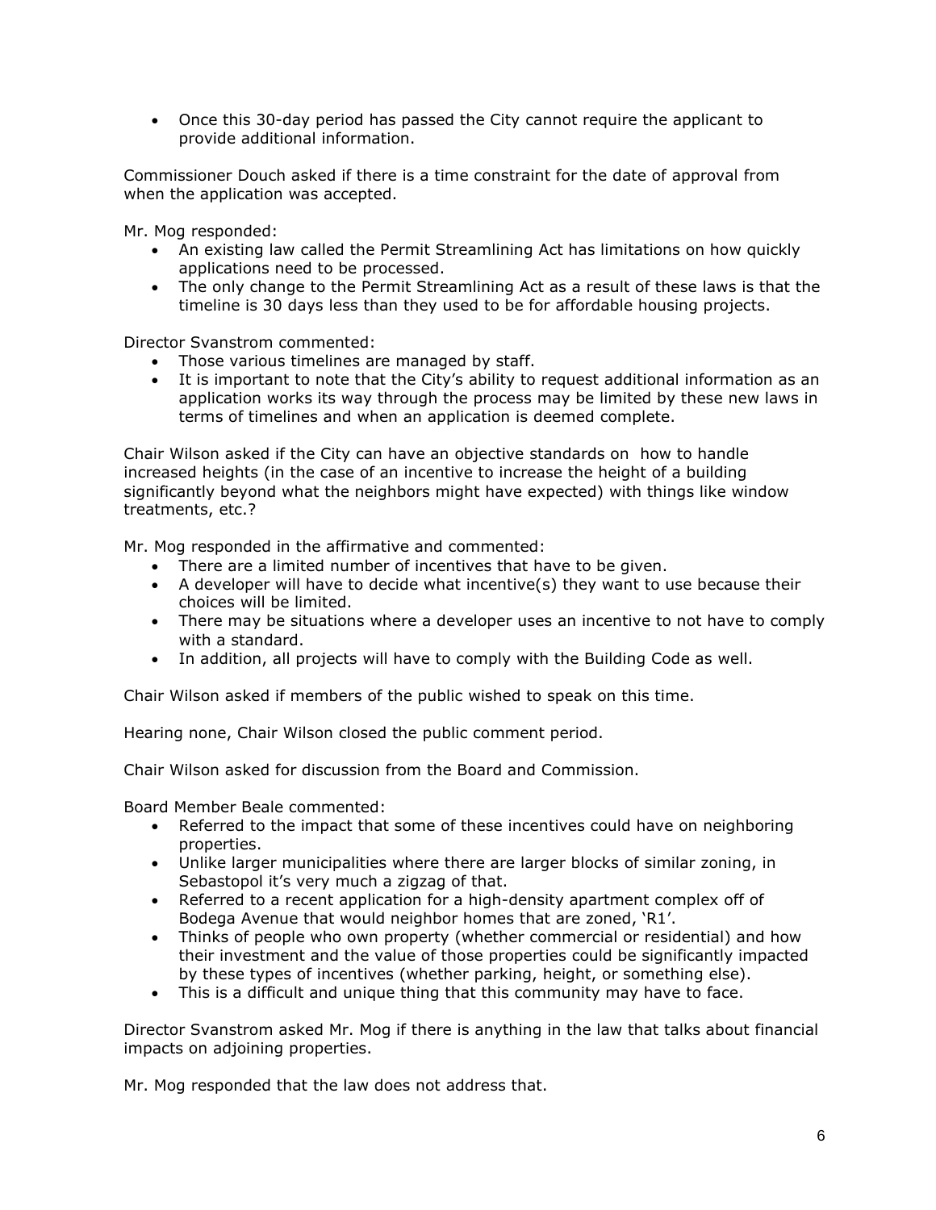- Once this 30-day period has passed the City cannot require the applicant to provide additional information.

Commissioner Douch asked if there is a time constraint for the date of approval from when the application was accepted.

Mr. Mog responded:

- An existing law called the Permit Streamlining Act has limitations on how quickly applications need to be processed.
- The only change to the Permit Streamlining Act as a result of these laws is that the timeline is 30 days less than they used to be for affordable housing projects.

Director Svanstrom commented:

- Those various timelines are managed by staff.
- It is important to note that the City's ability to request additional information as an application works its way through the process may be limited by these new laws in terms of timelines and when an application is deemed complete.

Chair Wilson asked if the City can have an objective standards on how to handle increased heights (in the case of an incentive to increase the height of a building significantly beyond what the neighbors might have expected) with things like window treatments, etc.?

Mr. Mog responded in the affirmative and commented:

- There are a limited number of incentives that have to be given.
- A developer will have to decide what incentive(s) they want to use because their choices will be limited.
- There may be situations where a developer uses an incentive to not have to comply with a standard.
- In addition, all projects will have to comply with the Building Code as well.

Chair Wilson asked if members of the public wished to speak on this time.

Hearing none, Chair Wilson closed the public comment period.

Chair Wilson asked for discussion from the Board and Commission.

Board Member Beale commented:

- Referred to the impact that some of these incentives could have on neighboring properties.
- Unlike larger municipalities where there are larger blocks of similar zoning, in Sebastopol it's very much a zigzag of that.
- Referred to a recent application for a high-density apartment complex off of Bodega Avenue that would neighbor homes that are zoned, 'R1'.
- Thinks of people who own property (whether commercial or residential) and how their investment and the value of those properties could be significantly impacted by these types of incentives (whether parking, height, or something else).
- This is a difficult and unique thing that this community may have to face.

Director Svanstrom asked Mr. Mog if there is anything in the law that talks about financial impacts on adjoining properties.

Mr. Mog responded that the law does not address that.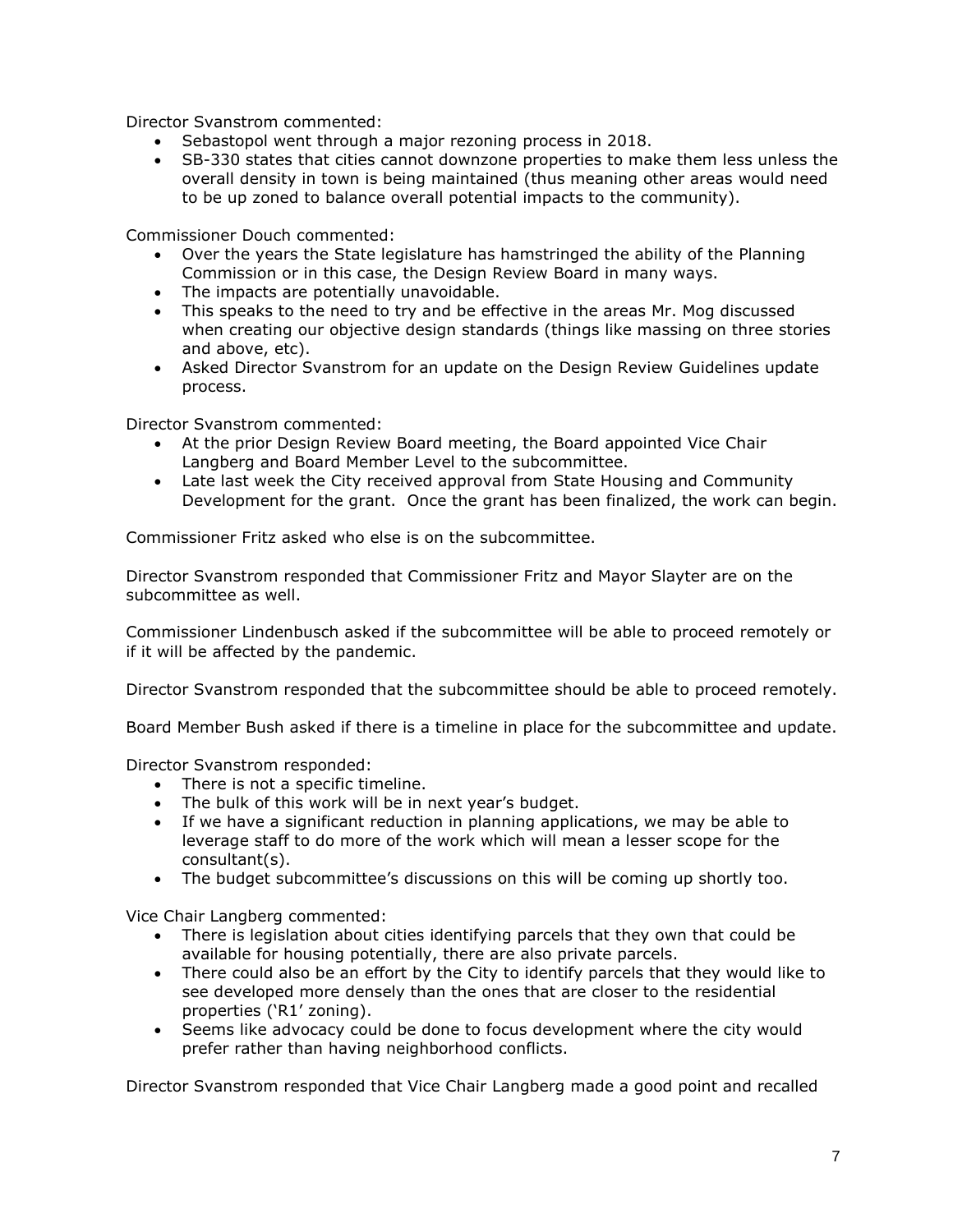Director Svanstrom commented:

- Sebastopol went through a major rezoning process in 2018.
- SB-330 states that cities cannot downzone properties to make them less unless the overall density in town is being maintained (thus meaning other areas would need to be up zoned to balance overall potential impacts to the community).

Commissioner Douch commented:

- Over the years the State legislature has hamstringed the ability of the Planning Commission or in this case, the Design Review Board in many ways.
- The impacts are potentially unavoidable.
- This speaks to the need to try and be effective in the areas Mr. Mog discussed when creating our objective design standards (things like massing on three stories and above, etc).
- Asked Director Svanstrom for an update on the Design Review Guidelines update process.

Director Svanstrom commented:

- At the prior Design Review Board meeting, the Board appointed Vice Chair Langberg and Board Member Level to the subcommittee.
- Late last week the City received approval from State Housing and Community Development for the grant. Once the grant has been finalized, the work can begin.

Commissioner Fritz asked who else is on the subcommittee.

Director Svanstrom responded that Commissioner Fritz and Mayor Slayter are on the subcommittee as well.

Commissioner Lindenbusch asked if the subcommittee will be able to proceed remotely or if it will be affected by the pandemic.

Director Svanstrom responded that the subcommittee should be able to proceed remotely.

Board Member Bush asked if there is a timeline in place for the subcommittee and update.

Director Svanstrom responded:

- There is not a specific timeline.
- The bulk of this work will be in next year's budget.
- If we have a significant reduction in planning applications, we may be able to leverage staff to do more of the work which will mean a lesser scope for the consultant(s).
- The budget subcommittee's discussions on this will be coming up shortly too.

Vice Chair Langberg commented:

- There is legislation about cities identifying parcels that they own that could be available for housing potentially, there are also private parcels.
- There could also be an effort by the City to identify parcels that they would like to see developed more densely than the ones that are closer to the residential properties ('R1' zoning).
- Seems like advocacy could be done to focus development where the city would prefer rather than having neighborhood conflicts.

Director Svanstrom responded that Vice Chair Langberg made a good point and recalled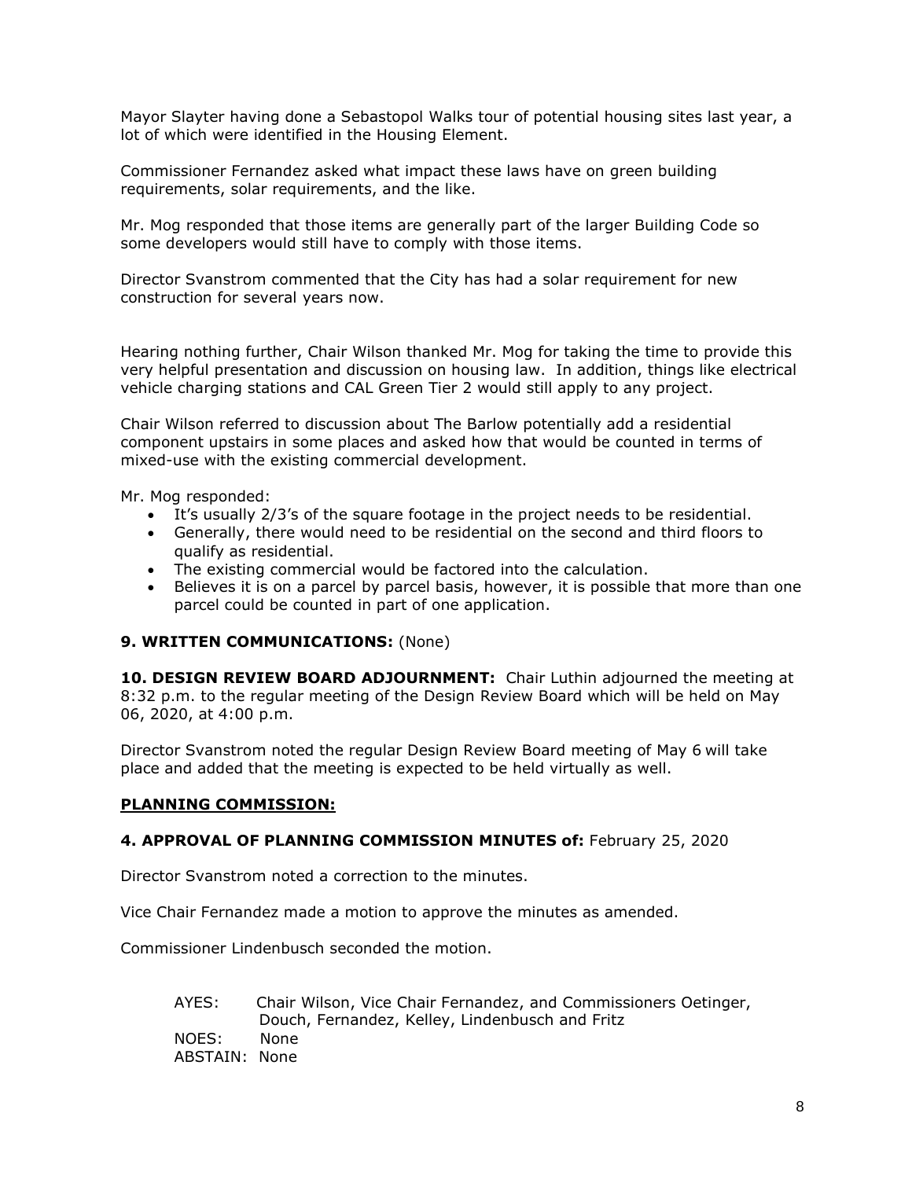Mayor Slayter having done a Sebastopol Walks tour of potential housing sites last year, a lot of which were identified in the Housing Element.

Commissioner Fernandez asked what impact these laws have on green building requirements, solar requirements, and the like.

Mr. Mog responded that those items are generally part of the larger Building Code so some developers would still have to comply with those items.

Director Svanstrom commented that the City has had a solar requirement for new construction for several years now.

Hearing nothing further, Chair Wilson thanked Mr. Mog for taking the time to provide this very helpful presentation and discussion on housing law. In addition, things like electrical vehicle charging stations and CAL Green Tier 2 would still apply to any project.

Chair Wilson referred to discussion about The Barlow potentially add a residential component upstairs in some places and asked how that would be counted in terms of mixed-use with the existing commercial development.

Mr. Mog responded:

- It's usually 2/3's of the square footage in the project needs to be residential.
- Generally, there would need to be residential on the second and third floors to qualify as residential.
- The existing commercial would be factored into the calculation.
- Believes it is on a parcel by parcel basis, however, it is possible that more than one parcel could be counted in part of one application.

**9. WRITTEN COMMUNICATIONS:** (None)

**10. DESIGN REVIEW BOARD ADJOURNMENT:** Chair Luthin adjourned the meeting at 8:32 p.m. to the regular meeting of the Design Review Board which will be held on May 06, 2020, at 4:00 p.m.

Director Svanstrom noted the regular Design Review Board meeting of May 6 will take place and added that the meeting is expected to be held virtually as well.

**PLANNING COMMISSION:**

**4. APPROVAL OF PLANNING COMMISSION MINUTES of:** February 25, 2020

Director Svanstrom noted a correction to the minutes.

Vice Chair Fernandez made a motion to approve the minutes as amended.

Commissioner Lindenbusch seconded the motion.

AYES: Chair Wilson, Vice Chair Fernandez, and Commissioners Oetinger, Douch, Fernandez, Kelley, Lindenbusch and Fritz
NOES: None
ABSTAIN: None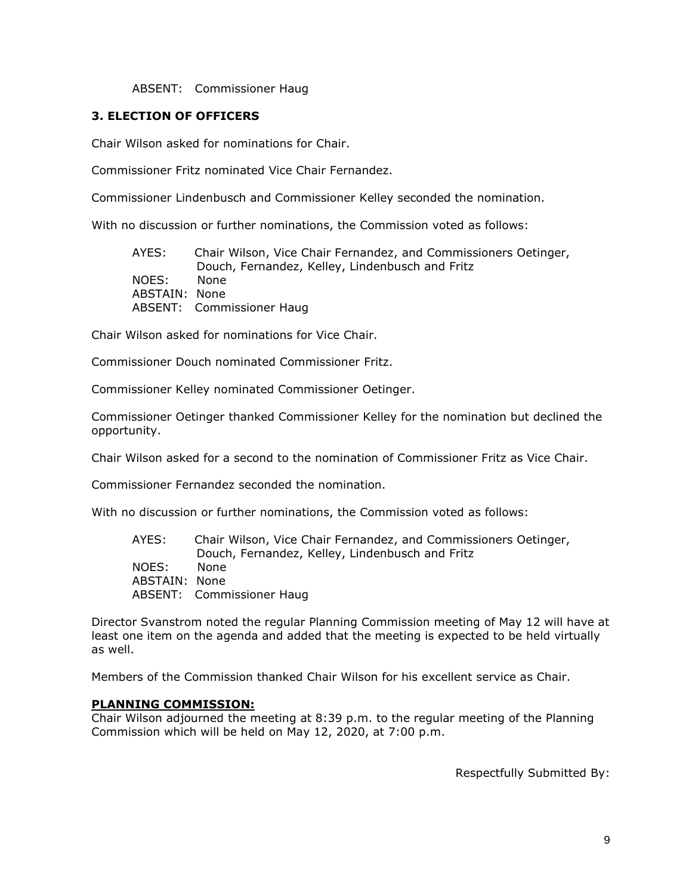ABSENT: Commissioner Haug

### 3. ELECTION OF OFFICERS

Chair Wilson asked for nominations for Chair.

Commissioner Fritz nominated Vice Chair Fernandez.

Commissioner Lindenbusch and Commissioner Kelley seconded the nomination.

With no discussion or further nominations, the Commission voted as follows:

AYES: Chair Wilson, Vice Chair Fernandez, and Commissioners Oetinger, Douch, Fernandez, Kelley, Lindenbusch and Fritz
NOES: None
ABSTAIN: None
ABSENT: Commissioner Haug

Chair Wilson asked for nominations for Vice Chair.

Commissioner Douch nominated Commissioner Fritz.

Commissioner Kelley nominated Commissioner Oetinger.

Commissioner Oetinger thanked Commissioner Kelley for the nomination but declined the opportunity.

Chair Wilson asked for a second to the nomination of Commissioner Fritz as Vice Chair.

Commissioner Fernandez seconded the nomination.

With no discussion or further nominations, the Commission voted as follows:

AYES: Chair Wilson, Vice Chair Fernandez, and Commissioners Oetinger, Douch, Fernandez, Kelley, Lindenbusch and Fritz
NOES: None
ABSTAIN: None
ABSENT: Commissioner Haug

Director Svanstrom noted the regular Planning Commission meeting of May 12 will have at least one item on the agenda and added that the meeting is expected to be held virtually as well.

Members of the Commission thanked Chair Wilson for his excellent service as Chair.

**PLANNING COMMISSION:**
Chair Wilson adjourned the meeting at 8:39 p.m. to the regular meeting of the Planning Commission which will be held on May 12, 2020, at 7:00 p.m.

Respectfully Submitted By: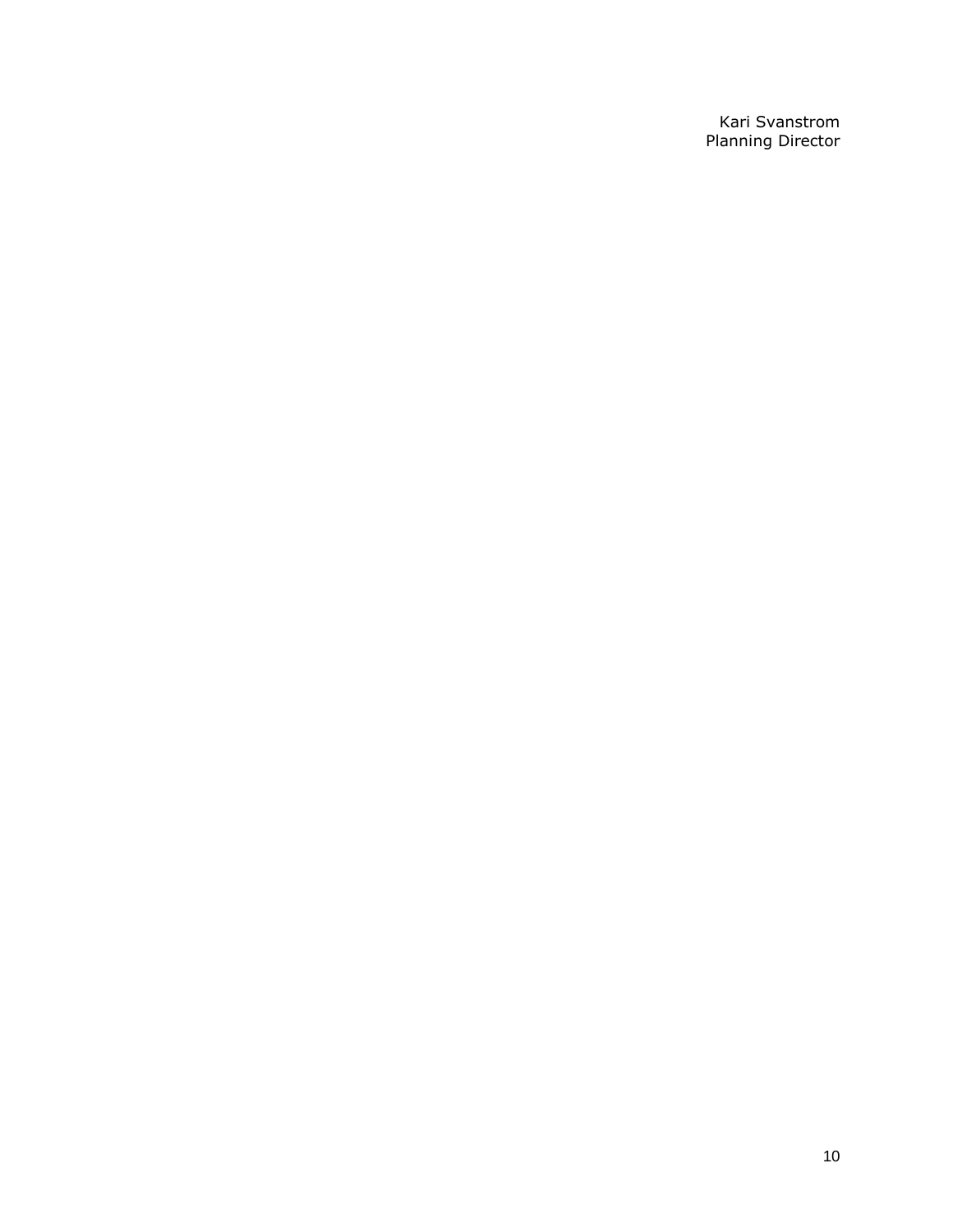Kari Svanstrom
Planning Director